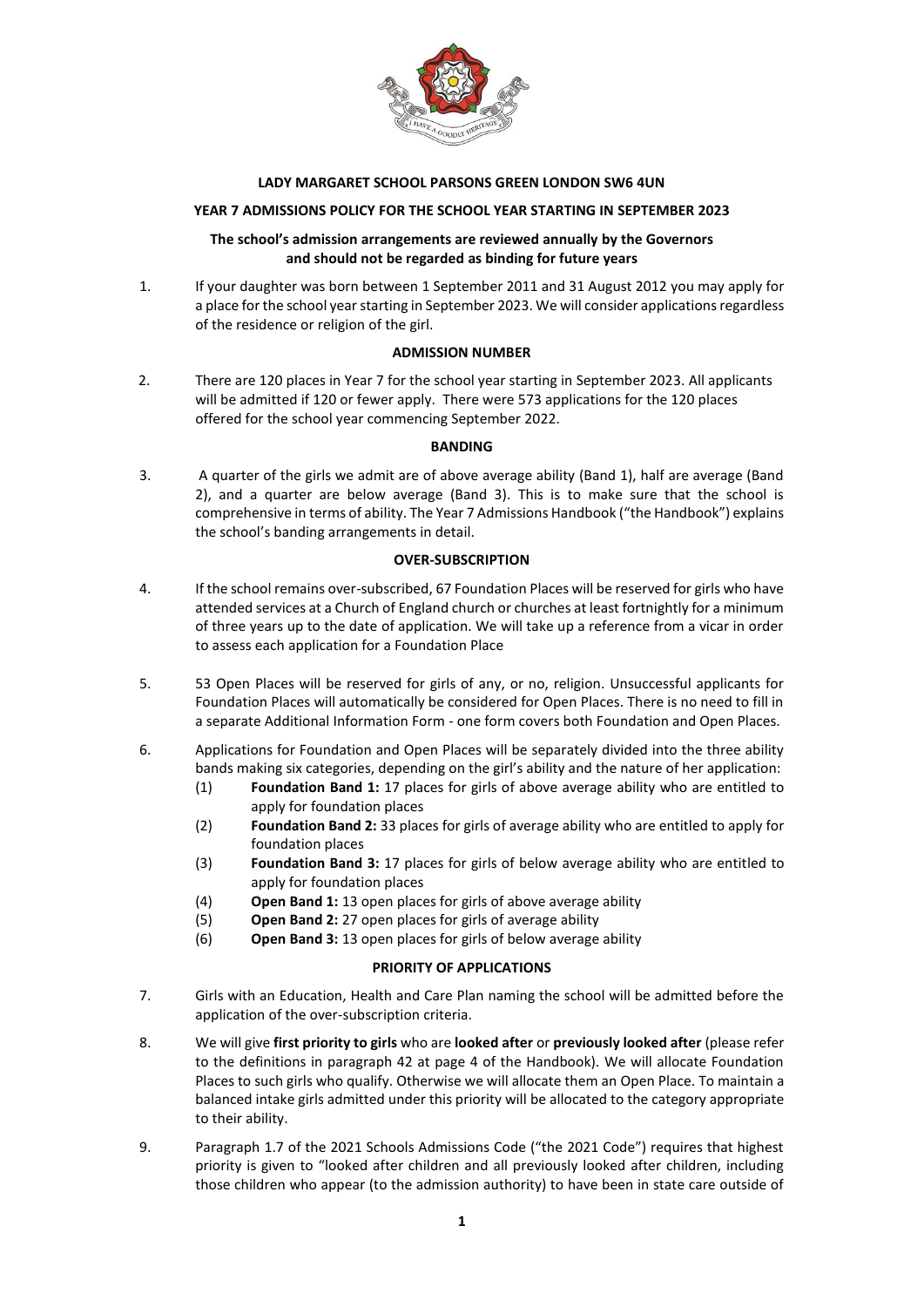**LADY MARGARET SCHOOL PARSONS GREEN LONDON SW6 4UN**

**YEAR 7 ADMISSIONS POLICY FOR THE SCHOOL YEAR STARTING IN SEPTEMBER 2023**

**The school's admission arrangements are reviewed annually by the Governors and should not be regarded as binding for future years**

1. If your daughter was born between 1 September 2011 and 31 August 2012 you may apply for a place for the school year starting in September 2023. We will consider applications regardless of the residence or religion of the girl.

## ADMISSION NUMBER

2. There are 120 places in Year 7 for the school year starting in September 2023. All applicants will be admitted if 120 or fewer apply. There were 573 applications for the 120 places offered for the school year commencing September 2022.

## BANDING

3. A quarter of the girls we admit are of above average ability (Band 1), half are average (Band 2), and a quarter are below average (Band 3). This is to make sure that the school is comprehensive in terms of ability. The Year 7 Admissions Handbook ("the Handbook") explains the school's banding arrangements in detail.

## OVER-SUBSCRIPTION

4. If the school remains over-subscribed, 67 Foundation Places will be reserved for girls who have attended services at a Church of England church or churches at least fortnightly for a minimum of three years up to the date of application. We will take up a reference from a vicar in order to assess each application for a Foundation Place

5. 53 Open Places will be reserved for girls of any, or no, religion. Unsuccessful applicants for Foundation Places will automatically be considered for Open Places. There is no need to fill in a separate Additional Information Form - one form covers both Foundation and Open Places.

6. Applications for Foundation and Open Places will be separately divided into the three ability bands making six categories, depending on the girl's ability and the nature of her application:
   (1) **Foundation Band 1:** 17 places for girls of above average ability who are entitled to apply for foundation places
   (2) **Foundation Band 2:** 33 places for girls of average ability who are entitled to apply for foundation places
   (3) **Foundation Band 3:** 17 places for girls of below average ability who are entitled to apply for foundation places
   (4) **Open Band 1:** 13 open places for girls of above average ability
   (5) **Open Band 2:** 27 open places for girls of average ability
   (6) **Open Band 3:** 13 open places for girls of below average ability

## PRIORITY OF APPLICATIONS

7. Girls with an Education, Health and Care Plan naming the school will be admitted before the application of the over-subscription criteria.

8. We will give **first priority to girls** who are **looked after** or **previously looked after** (please refer to the definitions in paragraph 42 at page 4 of the Handbook). We will allocate Foundation Places to such girls who qualify. Otherwise we will allocate them an Open Place. To maintain a balanced intake girls admitted under this priority will be allocated to the category appropriate to their ability.

9. Paragraph 1.7 of the 2021 Schools Admissions Code ("the 2021 Code") requires that highest priority is given to "looked after children and all previously looked after children, including those children who appear (to the admission authority) to have been in state care outside of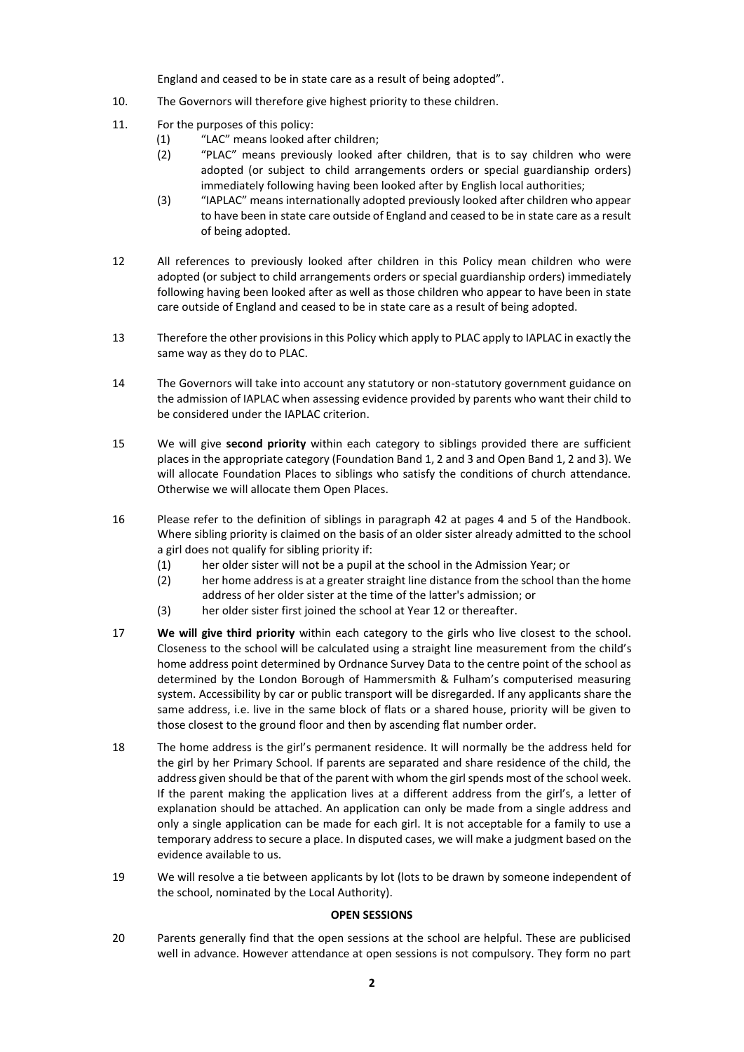England and ceased to be in state care as a result of being adopted".

10. The Governors will therefore give highest priority to these children.

11. For the purposes of this policy:
    (1) "LAC" means looked after children;
    (2) "PLAC" means previously looked after children, that is to say children who were adopted (or subject to child arrangements orders or special guardianship orders) immediately following having been looked after by English local authorities;
    (3) "IAPLAC" means internationally adopted previously looked after children who appear to have been in state care outside of England and ceased to be in state care as a result of being adopted.

12 All references to previously looked after children in this Policy mean children who were adopted (or subject to child arrangements orders or special guardianship orders) immediately following having been looked after as well as those children who appear to have been in state care outside of England and ceased to be in state care as a result of being adopted.

13 Therefore the other provisions in this Policy which apply to PLAC apply to IAPLAC in exactly the same way as they do to PLAC.

14 The Governors will take into account any statutory or non-statutory government guidance on the admission of IAPLAC when assessing evidence provided by parents who want their child to be considered under the IAPLAC criterion.

15 We will give **second priority** within each category to siblings provided there are sufficient places in the appropriate category (Foundation Band 1, 2 and 3 and Open Band 1, 2 and 3). We will allocate Foundation Places to siblings who satisfy the conditions of church attendance. Otherwise we will allocate them Open Places.

16 Please refer to the definition of siblings in paragraph 42 at pages 4 and 5 of the Handbook. Where sibling priority is claimed on the basis of an older sister already admitted to the school a girl does not qualify for sibling priority if:
    (1) her older sister will not be a pupil at the school in the Admission Year; or
    (2) her home address is at a greater straight line distance from the school than the home address of her older sister at the time of the latter's admission; or
    (3) her older sister first joined the school at Year 12 or thereafter.

17 **We will give third priority** within each category to the girls who live closest to the school. Closeness to the school will be calculated using a straight line measurement from the child's home address point determined by Ordnance Survey Data to the centre point of the school as determined by the London Borough of Hammersmith & Fulham's computerised measuring system. Accessibility by car or public transport will be disregarded. If any applicants share the same address, i.e. live in the same block of flats or a shared house, priority will be given to those closest to the ground floor and then by ascending flat number order.

18 The home address is the girl's permanent residence. It will normally be the address held for the girl by her Primary School. If parents are separated and share residence of the child, the address given should be that of the parent with whom the girl spends most of the school week. If the parent making the application lives at a different address from the girl's, a letter of explanation should be attached. An application can only be made from a single address and only a single application can be made for each girl. It is not acceptable for a family to use a temporary address to secure a place. In disputed cases, we will make a judgment based on the evidence available to us.

19 We will resolve a tie between applicants by lot (lots to be drawn by someone independent of the school, nominated by the Local Authority).

**OPEN SESSIONS**

20 Parents generally find that the open sessions at the school are helpful. These are publicised well in advance. However attendance at open sessions is not compulsory. They form no part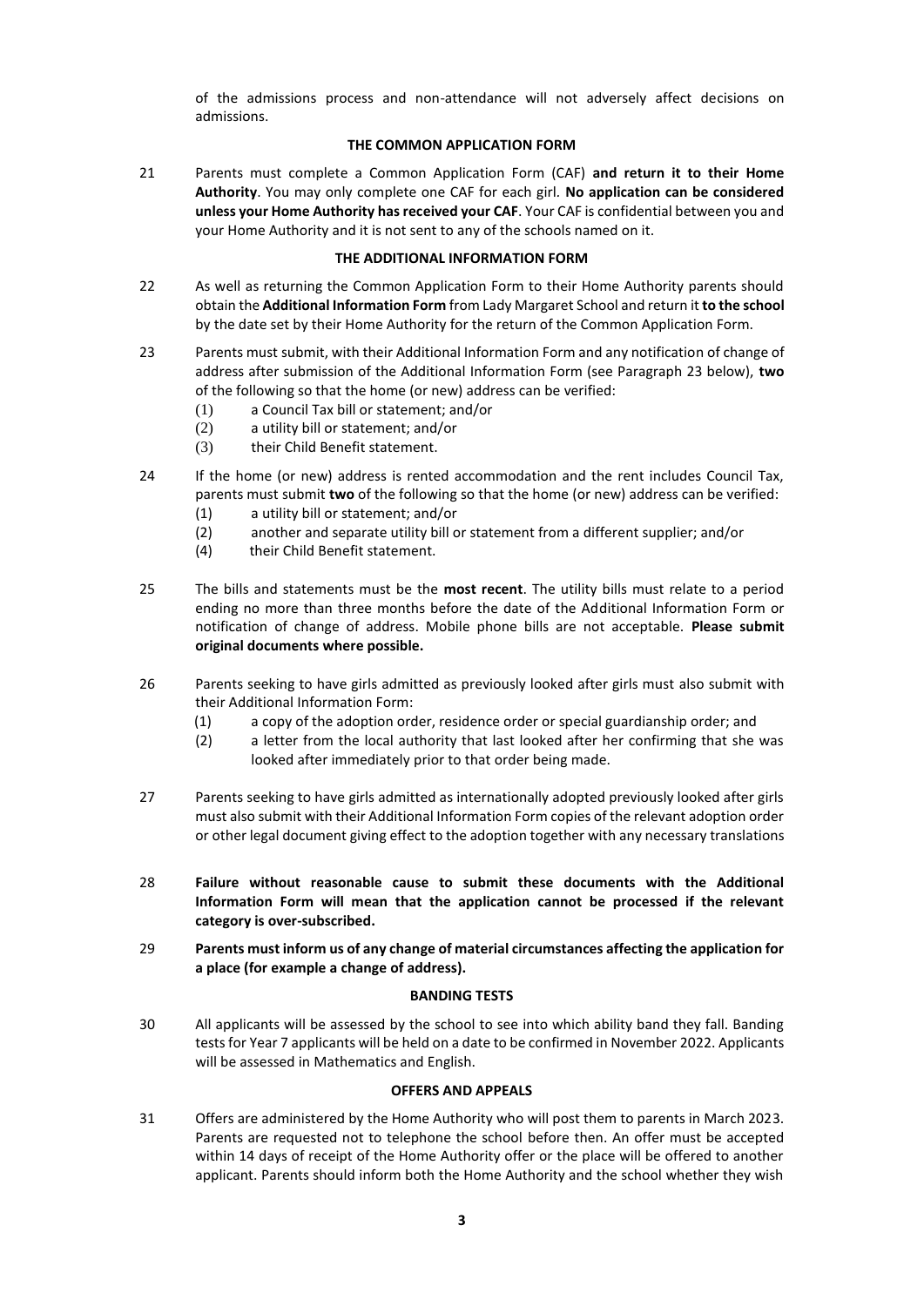of the admissions process and non-attendance will not adversely affect decisions on admissions.

**THE COMMON APPLICATION FORM**

21 Parents must complete a Common Application Form (CAF) **and return it to their Home Authority**. You may only complete one CAF for each girl. **No application can be considered unless your Home Authority has received your CAF**. Your CAF is confidential between you and your Home Authority and it is not sent to any of the schools named on it.

**THE ADDITIONAL INFORMATION FORM**

22 As well as returning the Common Application Form to their Home Authority parents should obtain the **Additional Information Form** from Lady Margaret School and return it **to the school** by the date set by their Home Authority for the return of the Common Application Form.

23 Parents must submit, with their Additional Information Form and any notification of change of address after submission of the Additional Information Form (see Paragraph 23 below), **two** of the following so that the home (or new) address can be verified:

- (1) a Council Tax bill or statement; and/or
- (2) a utility bill or statement; and/or
- (3) their Child Benefit statement.

24 If the home (or new) address is rented accommodation and the rent includes Council Tax, parents must submit **two** of the following so that the home (or new) address can be verified:

- (1) a utility bill or statement; and/or
- (2) another and separate utility bill or statement from a different supplier; and/or
- (4) their Child Benefit statement.

25 The bills and statements must be the **most recent**. The utility bills must relate to a period ending no more than three months before the date of the Additional Information Form or notification of change of address. Mobile phone bills are not acceptable. **Please submit original documents where possible.**

26 Parents seeking to have girls admitted as previously looked after girls must also submit with their Additional Information Form:

- (1) a copy of the adoption order, residence order or special guardianship order; and
- (2) a letter from the local authority that last looked after her confirming that she was looked after immediately prior to that order being made.

27 Parents seeking to have girls admitted as internationally adopted previously looked after girls must also submit with their Additional Information Form copies of the relevant adoption order or other legal document giving effect to the adoption together with any necessary translations

28 **Failure without reasonable cause to submit these documents with the Additional Information Form will mean that the application cannot be processed if the relevant category is over-subscribed.**

29 **Parents must inform us of any change of material circumstances affecting the application for a place (for example a change of address).**

**BANDING TESTS**

30 All applicants will be assessed by the school to see into which ability band they fall. Banding tests for Year 7 applicants will be held on a date to be confirmed in November 2022. Applicants will be assessed in Mathematics and English.

**OFFERS AND APPEALS**

31 Offers are administered by the Home Authority who will post them to parents in March 2023. Parents are requested not to telephone the school before then. An offer must be accepted within 14 days of receipt of the Home Authority offer or the place will be offered to another applicant. Parents should inform both the Home Authority and the school whether they wish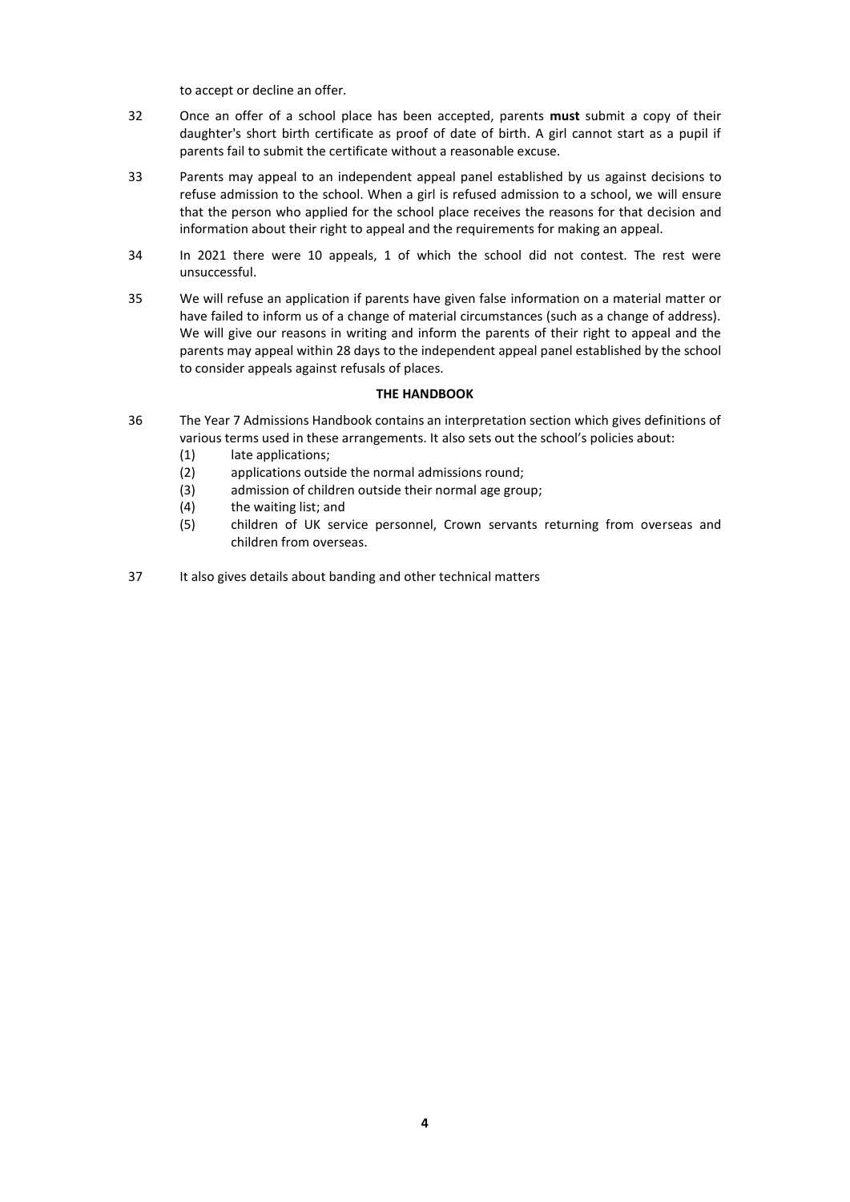to accept or decline an offer.

32 Once an offer of a school place has been accepted, parents **must** submit a copy of their daughter's short birth certificate as proof of date of birth. A girl cannot start as a pupil if parents fail to submit the certificate without a reasonable excuse.

33 Parents may appeal to an independent appeal panel established by us against decisions to refuse admission to the school. When a girl is refused admission to a school, we will ensure that the person who applied for the school place receives the reasons for that decision and information about their right to appeal and the requirements for making an appeal.

34 In 2021 there were 10 appeals, 1 of which the school did not contest. The rest were unsuccessful.

35 We will refuse an application if parents have given false information on a material matter or have failed to inform us of a change of material circumstances (such as a change of address). We will give our reasons in writing and inform the parents of their right to appeal and the parents may appeal within 28 days to the independent appeal panel established by the school to consider appeals against refusals of places.

**THE HANDBOOK**

36 The Year 7 Admissions Handbook contains an interpretation section which gives definitions of various terms used in these arrangements. It also sets out the school's policies about:

(1) late applications;
(2) applications outside the normal admissions round;
(3) admission of children outside their normal age group;
(4) the waiting list; and
(5) children of UK service personnel, Crown servants returning from overseas and children from overseas.

37 It also gives details about banding and other technical matters